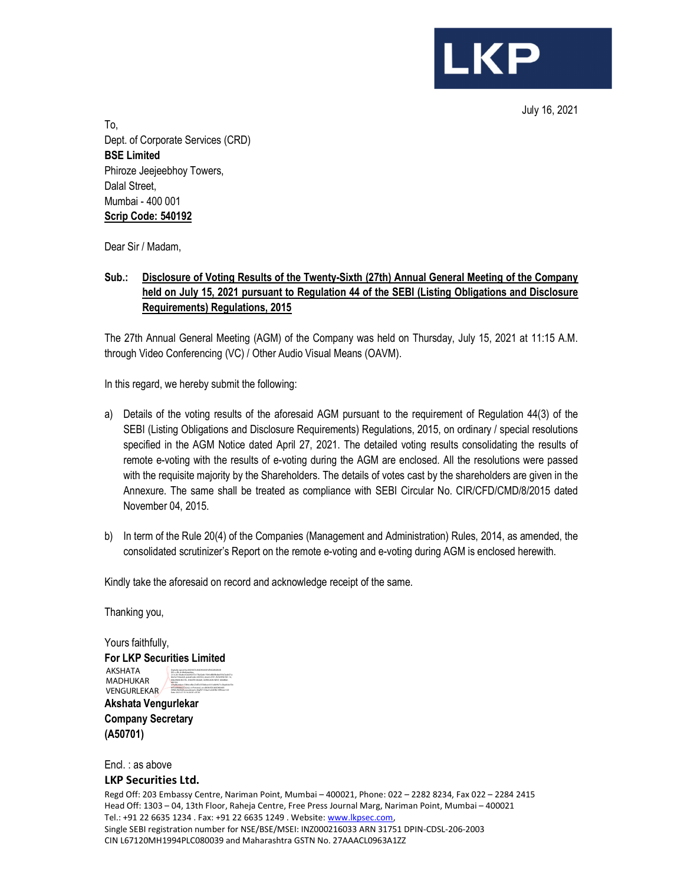LKP

July 16, 2021

To,
Dept. of Corporate Services (CRD)
**BSE Limited**
Phiroze Jeejeebhoy Towers,
Dalal Street,
Mumbai - 400 001
**Scrip Code: 540192**

Dear Sir / Madam,

**Sub.: Disclosure of Voting Results of the Twenty-Sixth (27th) Annual General Meeting of the Company held on July 15, 2021 pursuant to Regulation 44 of the SEBI (Listing Obligations and Disclosure Requirements) Regulations, 2015**

The 27th Annual General Meeting (AGM) of the Company was held on Thursday, July 15, 2021 at 11:15 A.M. through Video Conferencing (VC) / Other Audio Visual Means (OAVM).

In this regard, we hereby submit the following:

a) Details of the voting results of the aforesaid AGM pursuant to the requirement of Regulation 44(3) of the SEBI (Listing Obligations and Disclosure Requirements) Regulations, 2015, on ordinary / special resolutions specified in the AGM Notice dated April 27, 2021. The detailed voting results consolidating the results of remote e-voting with the results of e-voting during the AGM are enclosed. All the resolutions were passed with the requisite majority by the Shareholders. The details of votes cast by the shareholders are given in the Annexure. The same shall be treated as compliance with SEBI Circular No. CIR/CFD/CMD/8/2015 dated November 04, 2015.

b) In term of the Rule 20(4) of the Companies (Management and Administration) Rules, 2014, as amended, the consolidated scrutinizer's Report on the remote e-voting and e-voting during AGM is enclosed herewith.

Kindly take the aforesaid on record and acknowledge receipt of the same.

Thanking you,

Yours faithfully,
**For LKP Securities Limited**

AKSHATA MADHUKAR VENGURLEKAR

**Akshata Vengurlekar**
**Company Secretary**
**(A50701)**

Encl. : as above

**LKP Securities Ltd.**
Regd Off: 203 Embassy Centre, Nariman Point, Mumbai – 400021, Phone: 022 – 2282 8234, Fax 022 – 2284 2415
Head Off: 1303 – 04, 13th Floor, Raheja Centre, Free Press Journal Marg, Nariman Point, Mumbai – 400021
Tel.: +91 22 6635 1234 . Fax: +91 22 6635 1249 . Website: www.lkpsec.com,
Single SEBI registration number for NSE/BSE/MSEI: INZ000216033 ARN 31751 DPIN-CDSL-206-2003
CIN L67120MH1994PLC080039 and Maharashtra GSTN No. 27AAACL0963A1ZZ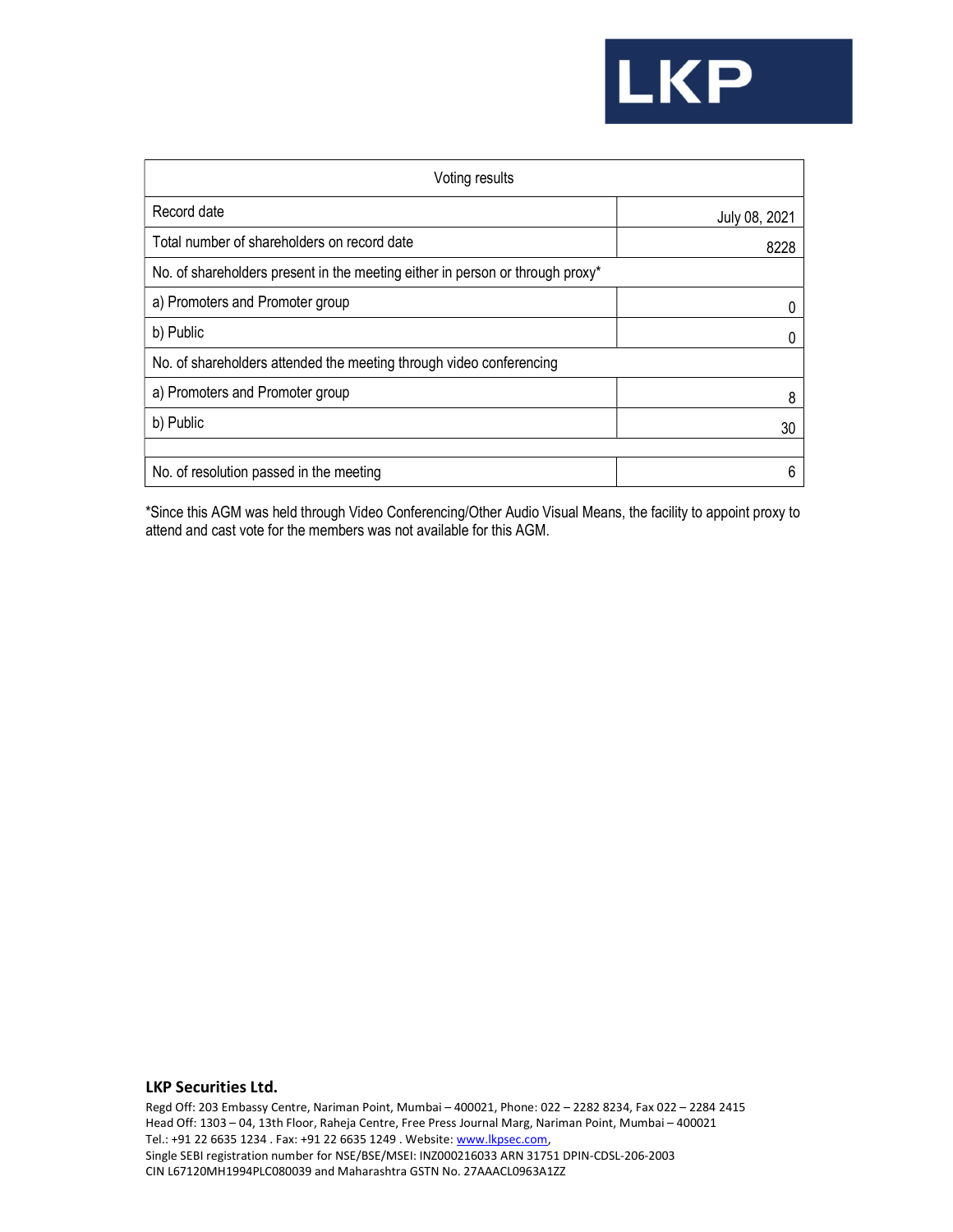| Voting results | |
|---|---|
| Record date | July 08, 2021 |
| Total number of shareholders on record date | 8228 |
| No. of shareholders present in the meeting either in person or through proxy* | |
| a) Promoters and Promoter group | 0 |
| b) Public | 0 |
| No. of shareholders attended the meeting through video conferencing | |
| a) Promoters and Promoter group | 8 |
| b) Public | 30 |
| | |
| No. of resolution passed in the meeting | 6 |

*Since this AGM was held through Video Conferencing/Other Audio Visual Means, the facility to appoint proxy to attend and cast vote for the members was not available for this AGM.

**LKP Securities Ltd.**

Regd Off: 203 Embassy Centre, Nariman Point, Mumbai – 400021, Phone: 022 – 2282 8234, Fax 022 – 2284 2415
Head Off: 1303 – 04, 13th Floor, Raheja Centre, Free Press Journal Marg, Nariman Point, Mumbai – 400021
Tel.: +91 22 6635 1234 . Fax: +91 22 6635 1249 . Website: www.lkpsec.com,
Single SEBI registration number for NSE/BSE/MSEI: INZ000216033 ARN 31751 DPIN-CDSL-206-2003
CIN L67120MH1994PLC080039 and Maharashtra GSTN No. 27AAACL0963A1ZZ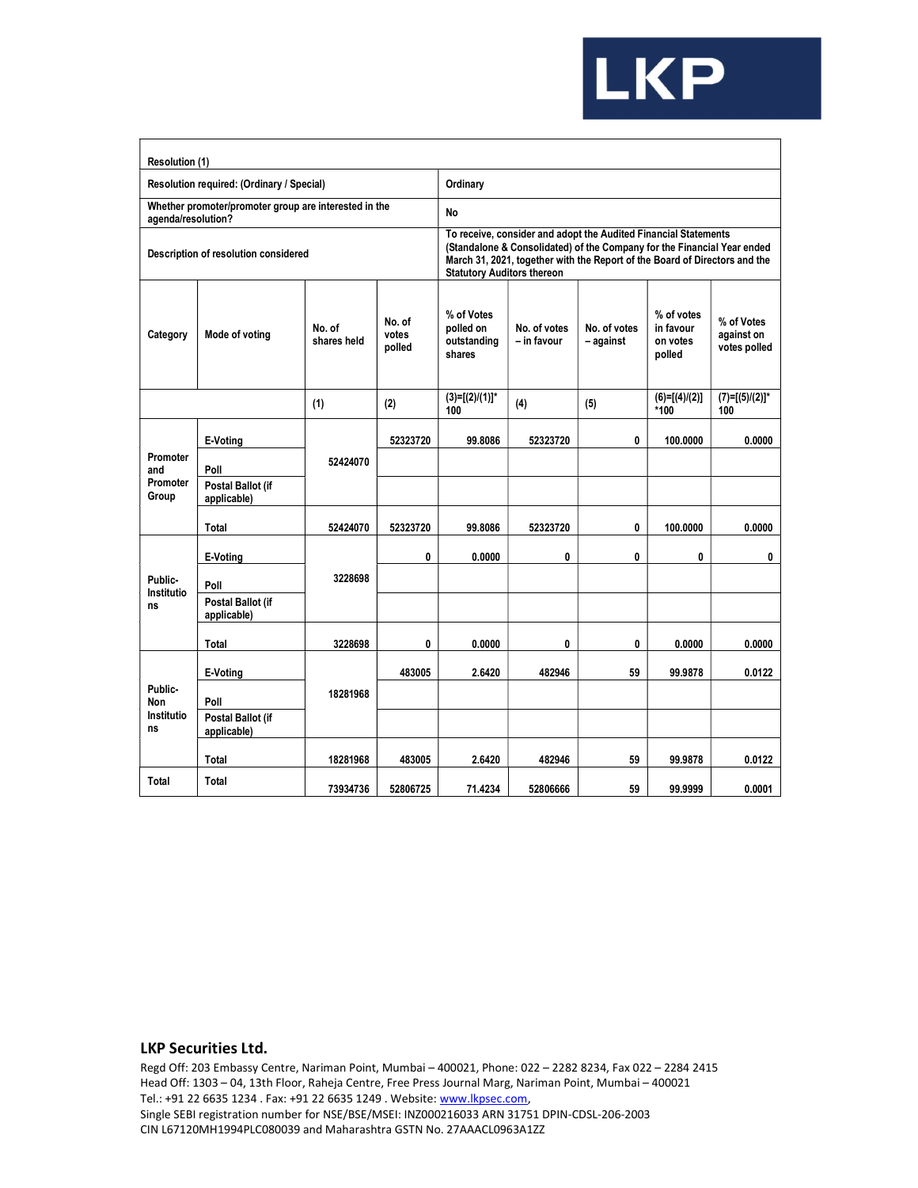| Resolution (1) | | | | | | | | |
|---|---|---|---|---|---|---|---|---|
| Resolution required: (Ordinary / Special) | | | | Ordinary | | | | |
| Whether promoter/promoter group are interested in the agenda/resolution? | | | | No | | | | |
| Description of resolution considered | | | | To receive, consider and adopt the Audited Financial Statements (Standalone & Consolidated) of the Company for the Financial Year ended March 31, 2021, together with the Report of the Board of Directors and the Statutory Auditors thereon | | | | |
| Category | Mode of voting | No. of shares held | No. of votes polled | % of Votes polled on outstanding shares | No. of votes – in favour | No. of votes – against | % of votes in favour on votes polled | % of Votes against on votes polled |
| | | (1) | (2) | (3)=[(2)/(1)]*100 | (4) | (5) | (6)=[(4)/(2)]*100 | (7)=[(5)/(2)]*100 |
| Promoter and Promoter Group | E-Voting | 52424070 | 52323720 | 99.8086 | 52323720 | 0 | 100.0000 | 0.0000 |
| | Poll | | | | | | | |
| | Postal Ballot (if applicable) | | | | | | | |
| | Total | 52424070 | 52323720 | 99.8086 | 52323720 | 0 | 100.0000 | 0.0000 |
| Public-Institutions | E-Voting | 3228698 | 0 | 0.0000 | 0 | 0 | 0 | 0 |
| | Poll | | | | | | | |
| | Postal Ballot (if applicable) | | | | | | | |
| | Total | 3228698 | 0 | 0.0000 | 0 | 0 | 0.0000 | 0.0000 |
| Public-Non Institutions | E-Voting | 18281968 | 483005 | 2.6420 | 482946 | 59 | 99.9878 | 0.0122 |
| | Poll | | | | | | | |
| | Postal Ballot (if applicable) | | | | | | | |
| | Total | 18281968 | 483005 | 2.6420 | 482946 | 59 | 99.9878 | 0.0122 |
| Total | Total | 73934736 | 52806725 | 71.4234 | 52806666 | 59 | 99.9999 | 0.0001 |

**LKP Securities Ltd.**

Regd Off: 203 Embassy Centre, Nariman Point, Mumbai – 400021, Phone: 022 – 2282 8234, Fax 022 – 2284 2415
Head Off: 1303 – 04, 13th Floor, Raheja Centre, Free Press Journal Marg, Nariman Point, Mumbai – 400021
Tel.: +91 22 6635 1234 . Fax: +91 22 6635 1249 . Website: www.lkpsec.com,
Single SEBI registration number for NSE/BSE/MSEI: INZ000216033 ARN 31751 DPIN-CDSL-206-2003
CIN L67120MH1994PLC080039 and Maharashtra GSTN No. 27AAACL0963A1ZZ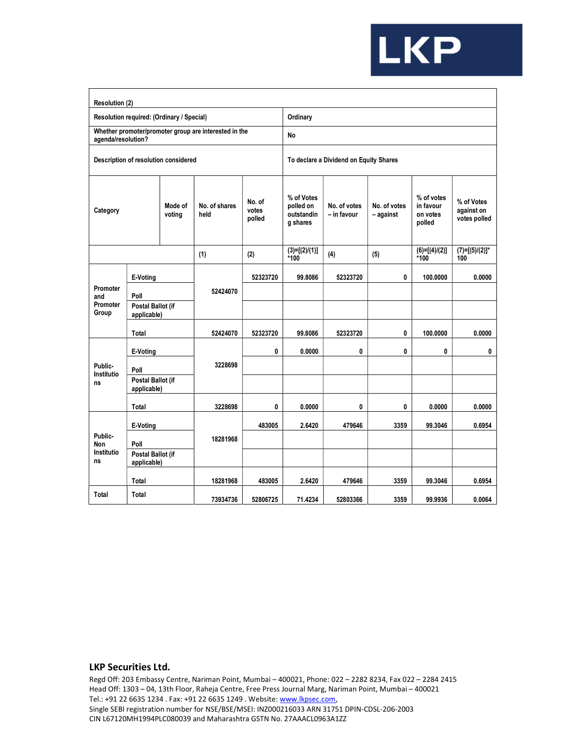| Resolution (2) | | | | | | | | | |
|---|---|---|---|---|---|---|---|---|---|
| Resolution required: (Ordinary / Special) | | | | Ordinary | | | | | |
| Whether promoter/promoter group are interested in the agenda/resolution? | | | | No | | | | | |
| Description of resolution considered | | | | To declare a Dividend on Equity Shares | | | | | |
| Category | | Mode of voting | No. of shares held | No. of votes polled | % of Votes polled on outstanding shares | No. of votes – in favour | No. of votes – against | % of votes in favour on votes polled | % of Votes against on votes polled |
| | | | (1) | (2) | (3)=[(2)/(1)]*100 | (4) | (5) | (6)=[(4)/(2)]*100 | (7)=[(5)/(2)]*100 |
| Promoter and Promoter Group | E-Voting | | 52424070 | 52323720 | 99.8086 | 52323720 | 0 | 100.0000 | 0.0000 |
| | Poll | | | | | | | | |
| | Postal Ballot (if applicable) | | | | | | | | |
| | Total | | 52424070 | 52323720 | 99.8086 | 52323720 | 0 | 100.0000 | 0.0000 |
| Public- Institutions | E-Voting | | 3228698 | 0 | 0.0000 | 0 | 0 | 0 | 0 |
| | Poll | | | | | | | | |
| | Postal Ballot (if applicable) | | | | | | | | |
| | Total | | 3228698 | 0 | 0.0000 | 0 | 0 | 0.0000 | 0.0000 |
| Public- Non Institutions | E-Voting | | 18281968 | 483005 | 2.6420 | 479646 | 3359 | 99.3046 | 0.6954 |
| | Poll | | | | | | | | |
| | Postal Ballot (if applicable) | | | | | | | | |
| | Total | | 18281968 | 483005 | 2.6420 | 479646 | 3359 | 99.3046 | 0.6954 |
| Total | Total | | 73934736 | 52806725 | 71.4234 | 52803366 | 3359 | 99.9936 | 0.0064 |

**LKP Securities Ltd.**

Regd Off: 203 Embassy Centre, Nariman Point, Mumbai – 400021, Phone: 022 – 2282 8234, Fax 022 – 2284 2415
Head Off: 1303 – 04, 13th Floor, Raheja Centre, Free Press Journal Marg, Nariman Point, Mumbai – 400021
Tel.: +91 22 6635 1234 . Fax: +91 22 6635 1249 . Website: www.lkpsec.com,
Single SEBI registration number for NSE/BSE/MSEI: INZ000216033 ARN 31751 DPIN-CDSL-206-2003
CIN L67120MH1994PLC080039 and Maharashtra GSTN No. 27AAACL0963A1ZZ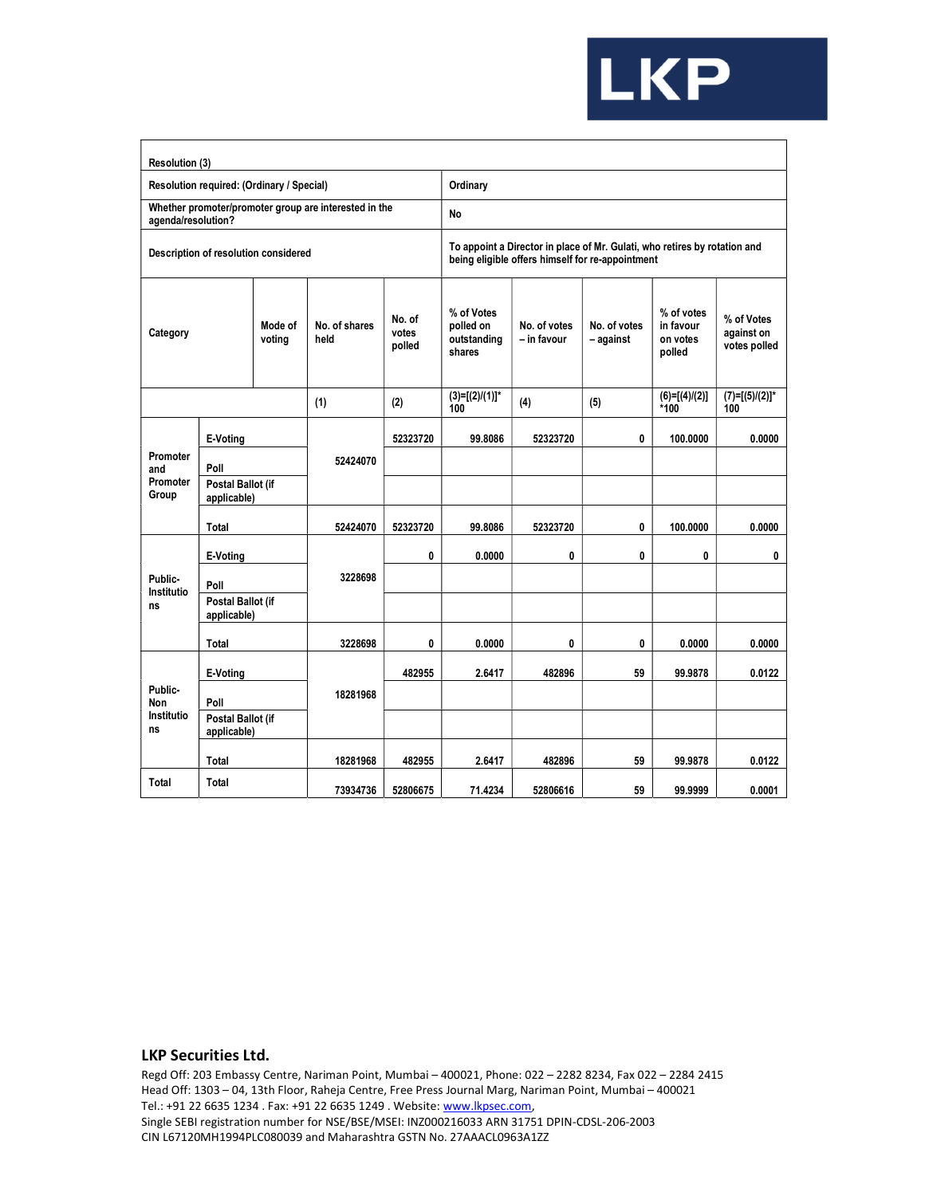LKP

| Resolution (3) | | | | | | | | | |
|---|---|---|---|---|---|---|---|---|---|
| Resolution required: (Ordinary / Special) | | | | Ordinary | | | | | |
| Whether promoter/promoter group are interested in the agenda/resolution? | | | | No | | | | | |
| Description of resolution considered | | | | To appoint a Director in place of Mr. Gulati, who retires by rotation and being eligible offers himself for re-appointment | | | | | |
| Category | | Mode of voting | No. of shares held | No. of votes polled | % of Votes polled on outstanding shares | No. of votes – in favour | No. of votes – against | % of votes in favour on votes polled | % of Votes against on votes polled |
| | | | (1) | (2) | (3)=[(2)/(1)]* 100 | (4) | (5) | (6)=[(4)/(2)] *100 | (7)=[(5)/(2)]* 100 |
| Promoter and Promoter Group | E-Voting | | 52424070 | 52323720 | 99.8086 | 52323720 | 0 | 100.0000 | 0.0000 |
| | Poll | | | | | | | | |
| | Postal Ballot (if applicable) | | | | | | | | |
| | Total | | 52424070 | 52323720 | 99.8086 | 52323720 | 0 | 100.0000 | 0.0000 |
| Public-Institutions | E-Voting | | 3228698 | 0 | 0.0000 | 0 | 0 | 0 | 0 |
| | Poll | | | | | | | | |
| | Postal Ballot (if applicable) | | | | | | | | |
| | Total | | 3228698 | 0 | 0.0000 | 0 | 0 | 0.0000 | 0.0000 |
| Public-Non Institutions | E-Voting | | 18281968 | 482955 | 2.6417 | 482896 | 59 | 99.9878 | 0.0122 |
| | Poll | | | | | | | | |
| | Postal Ballot (if applicable) | | | | | | | | |
| | Total | | 18281968 | 482955 | 2.6417 | 482896 | 59 | 99.9878 | 0.0122 |
| Total | Total | | 73934736 | 52806675 | 71.4234 | 52806616 | 59 | 99.9999 | 0.0001 |

**LKP Securities Ltd.**

Regd Off: 203 Embassy Centre, Nariman Point, Mumbai – 400021, Phone: 022 – 2282 8234, Fax 022 – 2284 2415
Head Off: 1303 – 04, 13th Floor, Raheja Centre, Free Press Journal Marg, Nariman Point, Mumbai – 400021
Tel.: +91 22 6635 1234 . Fax: +91 22 6635 1249 . Website: www.lkpsec.com,
Single SEBI registration number for NSE/BSE/MSEI: INZ000216033 ARN 31751 DPIN-CDSL-206-2003
CIN L67120MH1994PLC080039 and Maharashtra GSTN No. 27AAACL0963A1ZZ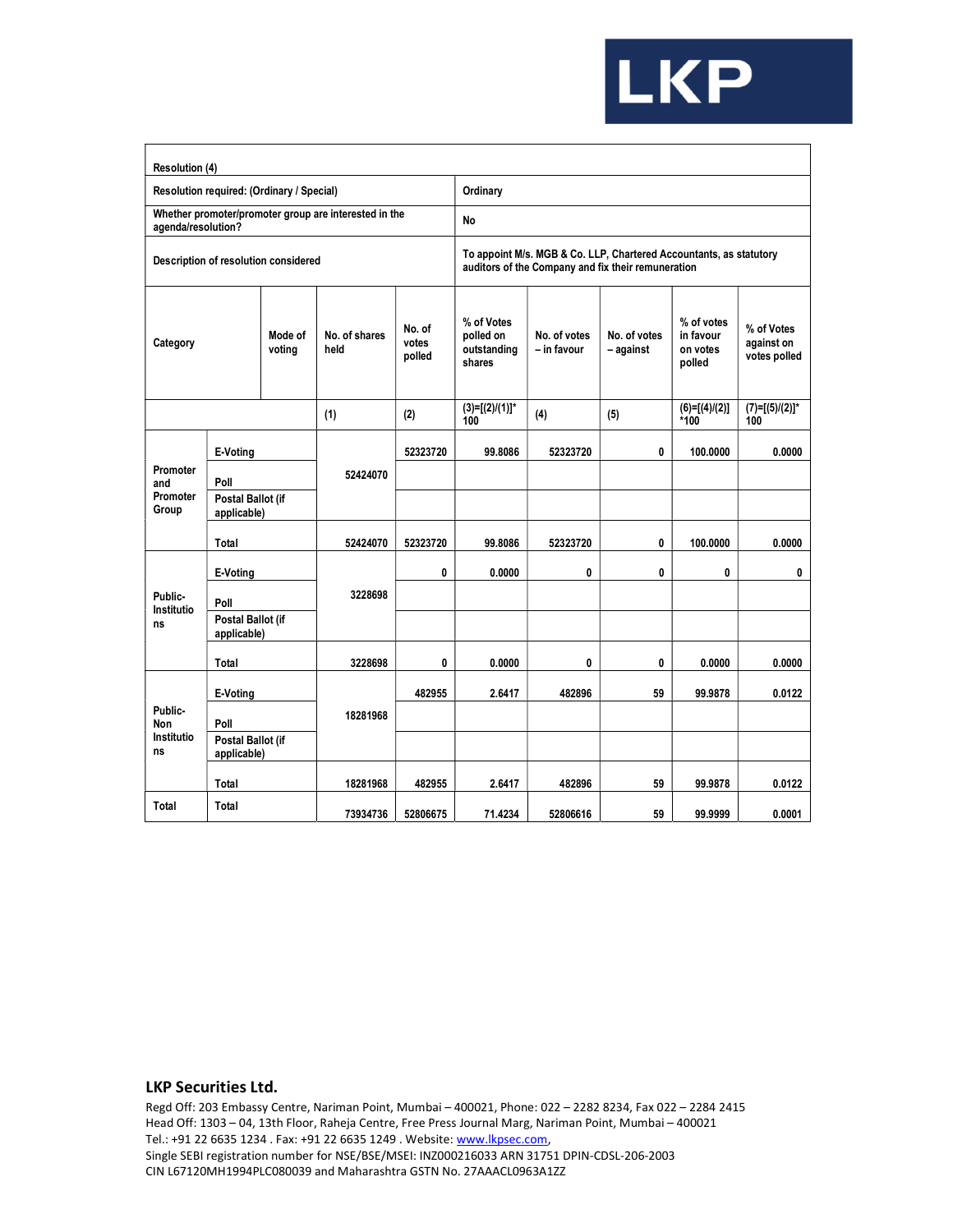| Resolution (4) | | | | | | | | | |
|---|---|---|---|---|---|---|---|---|---|
| Resolution required: (Ordinary / Special) | | | | Ordinary | | | | | |
| Whether promoter/promoter group are interested in the agenda/resolution? | | | | No | | | | | |
| Description of resolution considered | | | | To appoint M/s. MGB & Co. LLP, Chartered Accountants, as statutory auditors of the Company and fix their remuneration | | | | | |
| Category | | Mode of voting | No. of shares held | No. of votes polled | % of Votes polled on outstanding shares | No. of votes – in favour | No. of votes – against | % of votes in favour on votes polled | % of Votes against on votes polled |
| | | | (1) | (2) | (3)=[(2)/(1)]* 100 | (4) | (5) | (6)=[(4)/(2)] *100 | (7)=[(5)/(2)]* 100 |
| Promoter and Promoter Group | E-Voting | | 52424070 | 52323720 | 99.8086 | 52323720 | 0 | 100.0000 | 0.0000 |
| | Poll | | | | | | | | |
| | Postal Ballot (if applicable) | | | | | | | | |
| | Total | | 52424070 | 52323720 | 99.8086 | 52323720 | 0 | 100.0000 | 0.0000 |
| Public-Institutions | E-Voting | | 3228698 | 0 | 0.0000 | 0 | 0 | 0 | 0 |
| | Poll | | | | | | | | |
| | Postal Ballot (if applicable) | | | | | | | | |
| | Total | | 3228698 | 0 | 0.0000 | 0 | 0 | 0.0000 | 0.0000 |
| Public-Non Institutions | E-Voting | | 18281968 | 482955 | 2.6417 | 482896 | 59 | 99.9878 | 0.0122 |
| | Poll | | | | | | | | |
| | Postal Ballot (if applicable) | | | | | | | | |
| | Total | | 18281968 | 482955 | 2.6417 | 482896 | 59 | 99.9878 | 0.0122 |
| Total | Total | | 73934736 | 52806675 | 71.4234 | 52806616 | 59 | 99.9999 | 0.0001 |

**LKP Securities Ltd.**

Regd Off: 203 Embassy Centre, Nariman Point, Mumbai – 400021, Phone: 022 – 2282 8234, Fax 022 – 2284 2415
Head Off: 1303 – 04, 13th Floor, Raheja Centre, Free Press Journal Marg, Nariman Point, Mumbai – 400021
Tel.: +91 22 6635 1234 . Fax: +91 22 6635 1249 . Website: www.lkpsec.com,
Single SEBI registration number for NSE/BSE/MSEI: INZ000216033 ARN 31751 DPIN-CDSL-206-2003
CIN L67120MH1994PLC080039 and Maharashtra GSTN No. 27AAACL0963A1ZZ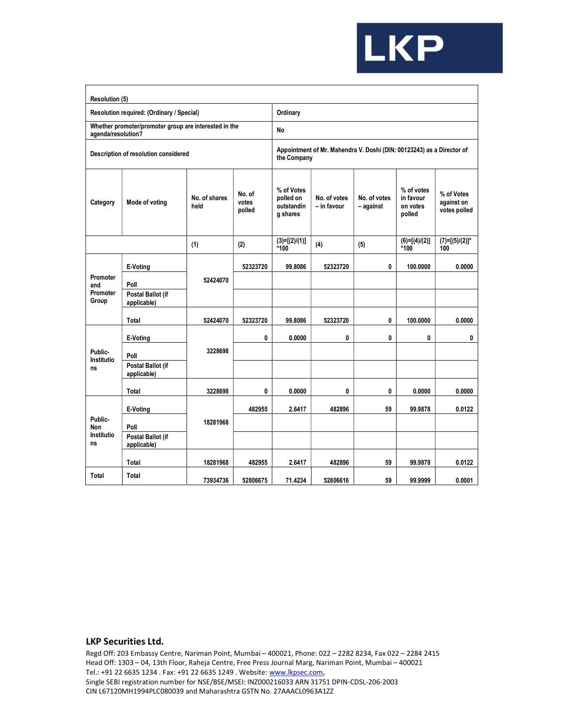| Resolution (5) | | | | | | | | |
|---|---|---|---|---|---|---|---|---|
| Resolution required: (Ordinary / Special) | | | | Ordinary | | | | |
| Whether promoter/promoter group are interested in the agenda/resolution? | | | | No | | | | |
| Description of resolution considered | | | | Appointment of Mr. Mahendra V. Doshi (DIN: 00123243) as a Director of the Company | | | | |
| Category | Mode of voting | No. of shares held | No. of votes polled | % of Votes polled on outstanding shares | No. of votes – in favour | No. of votes – against | % of votes in favour on votes polled | % of Votes against on votes polled |
| | | (1) | (2) | (3)=[(2)/(1)]*100 | (4) | (5) | (6)=[(4)/(2)]*100 | (7)=[(5)/(2)]*100 |
| Promoter and Promoter Group | E-Voting | 52424070 | 52323720 | 99.8086 | 52323720 | 0 | 100.0000 | 0.0000 |
| | Poll | | | | | | | |
| | Postal Ballot (if applicable) | | | | | | | |
| | Total | 52424070 | 52323720 | 99.8086 | 52323720 | 0 | 100.0000 | 0.0000 |
| Public-Institutions | E-Voting | 3228698 | 0 | 0.0000 | 0 | 0 | 0 | 0 |
| | Poll | | | | | | | |
| | Postal Ballot (if applicable) | | | | | | | |
| | Total | 3228698 | 0 | 0.0000 | 0 | 0 | 0.0000 | 0.0000 |
| Public-Non Institutions | E-Voting | 18281968 | 482955 | 2.6417 | 482896 | 59 | 99.9878 | 0.0122 |
| | Poll | | | | | | | |
| | Postal Ballot (if applicable) | | | | | | | |
| | Total | 18281968 | 482955 | 2.6417 | 482896 | 59 | 99.9878 | 0.0122 |
| Total | Total | 73934736 | 52806675 | 71.4234 | 52806616 | 59 | 99.9999 | 0.0001 |

**LKP Securities Ltd.**

Regd Off: 203 Embassy Centre, Nariman Point, Mumbai – 400021, Phone: 022 – 2282 8234, Fax 022 – 2284 2415
Head Off: 1303 – 04, 13th Floor, Raheja Centre, Free Press Journal Marg, Nariman Point, Mumbai – 400021
Tel.: +91 22 6635 1234 . Fax: +91 22 6635 1249 . Website: www.lkpsec.com,
Single SEBI registration number for NSE/BSE/MSEI: INZ000216033 ARN 31751 DPIN-CDSL-206-2003
CIN L67120MH1994PLC080039 and Maharashtra GSTN No. 27AAACL0963A1ZZ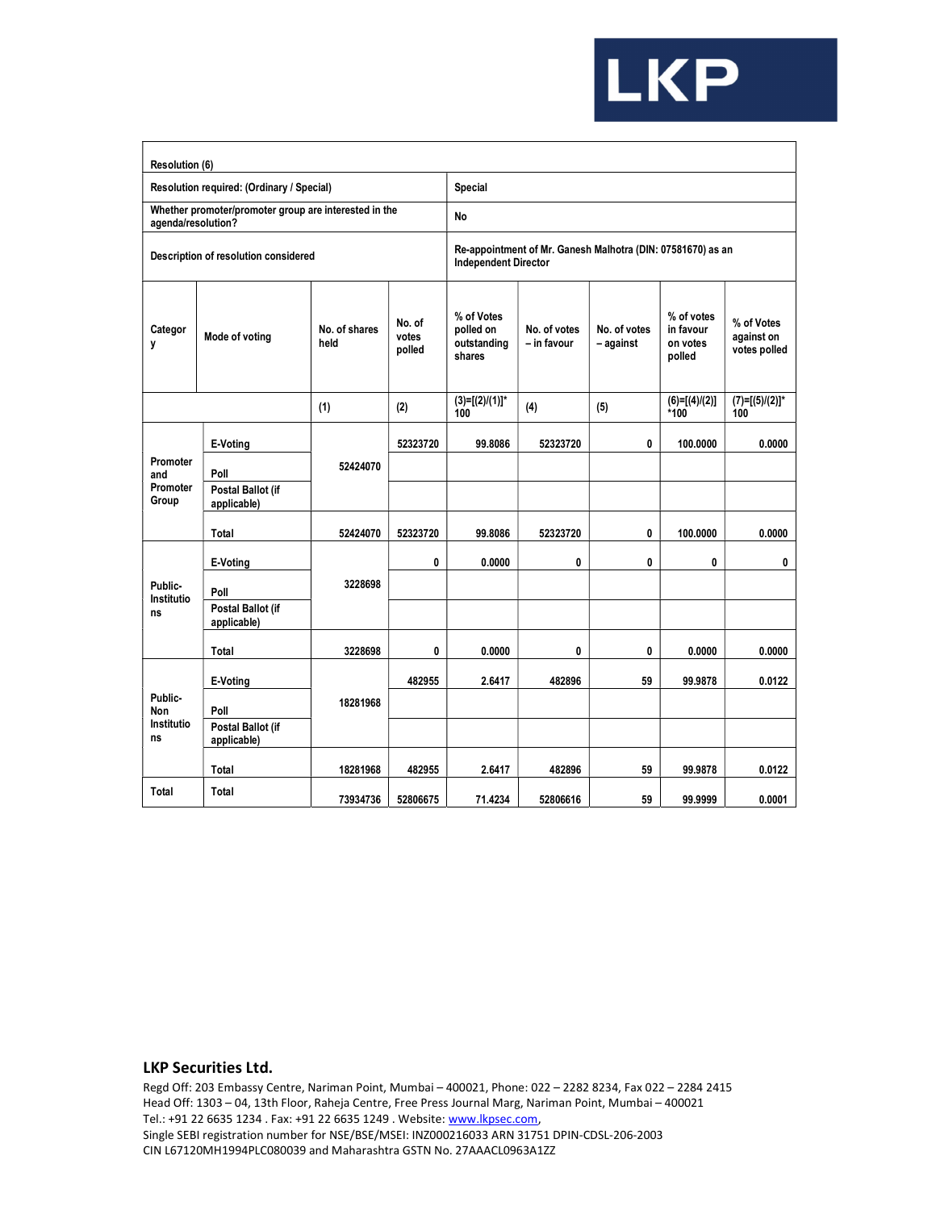| Resolution (6) | | | | | | | | |
|---|---|---|---|---|---|---|---|---|
| Resolution required: (Ordinary / Special) | | | | Special | | | | |
| Whether promoter/promoter group are interested in the agenda/resolution? | | | | No | | | | |
| Description of resolution considered | | | | Re-appointment of Mr. Ganesh Malhotra (DIN: 07581670) as an Independent Director | | | | |
| Category | Mode of voting | No. of shares held | No. of votes polled | % of Votes polled on outstanding shares | No. of votes – in favour | No. of votes – against | % of votes in favour on votes polled | % of Votes against on votes polled |
| | | (1) | (2) | (3)=[(2)/(1)]* 100 | (4) | (5) | (6)=[(4)/(2)] *100 | (7)=[(5)/(2)]* 100 |
| Promoter and Promoter Group | E-Voting | 52424070 | 52323720 | 99.8086 | 52323720 | 0 | 100.0000 | 0.0000 |
| | Poll | | | | | | | |
| | Postal Ballot (if applicable) | | | | | | | |
| | Total | 52424070 | 52323720 | 99.8086 | 52323720 | 0 | 100.0000 | 0.0000 |
| Public-Institutions | E-Voting | 3228698 | 0 | 0.0000 | 0 | 0 | 0 | 0 |
| | Poll | | | | | | | |
| | Postal Ballot (if applicable) | | | | | | | |
| | Total | 3228698 | 0 | 0.0000 | 0 | 0 | 0.0000 | 0.0000 |
| Public-Non Institutions | E-Voting | 18281968 | 482955 | 2.6417 | 482896 | 59 | 99.9878 | 0.0122 |
| | Poll | | | | | | | |
| | Postal Ballot (if applicable) | | | | | | | |
| | Total | 18281968 | 482955 | 2.6417 | 482896 | 59 | 99.9878 | 0.0122 |
| Total | Total | 73934736 | 52806675 | 71.4234 | 52806616 | 59 | 99.9999 | 0.0001 |

**LKP Securities Ltd.**

Regd Off: 203 Embassy Centre, Nariman Point, Mumbai – 400021, Phone: 022 – 2282 8234, Fax 022 – 2284 2415
Head Off: 1303 – 04, 13th Floor, Raheja Centre, Free Press Journal Marg, Nariman Point, Mumbai – 400021
Tel.: +91 22 6635 1234 . Fax: +91 22 6635 1249 . Website: www.lkpsec.com,
Single SEBI registration number for NSE/BSE/MSEI: INZ000216033 ARN 31751 DPIN-CDSL-206-2003
CIN L67120MH1994PLC080039 and Maharashtra GSTN No. 27AAACL0963A1ZZ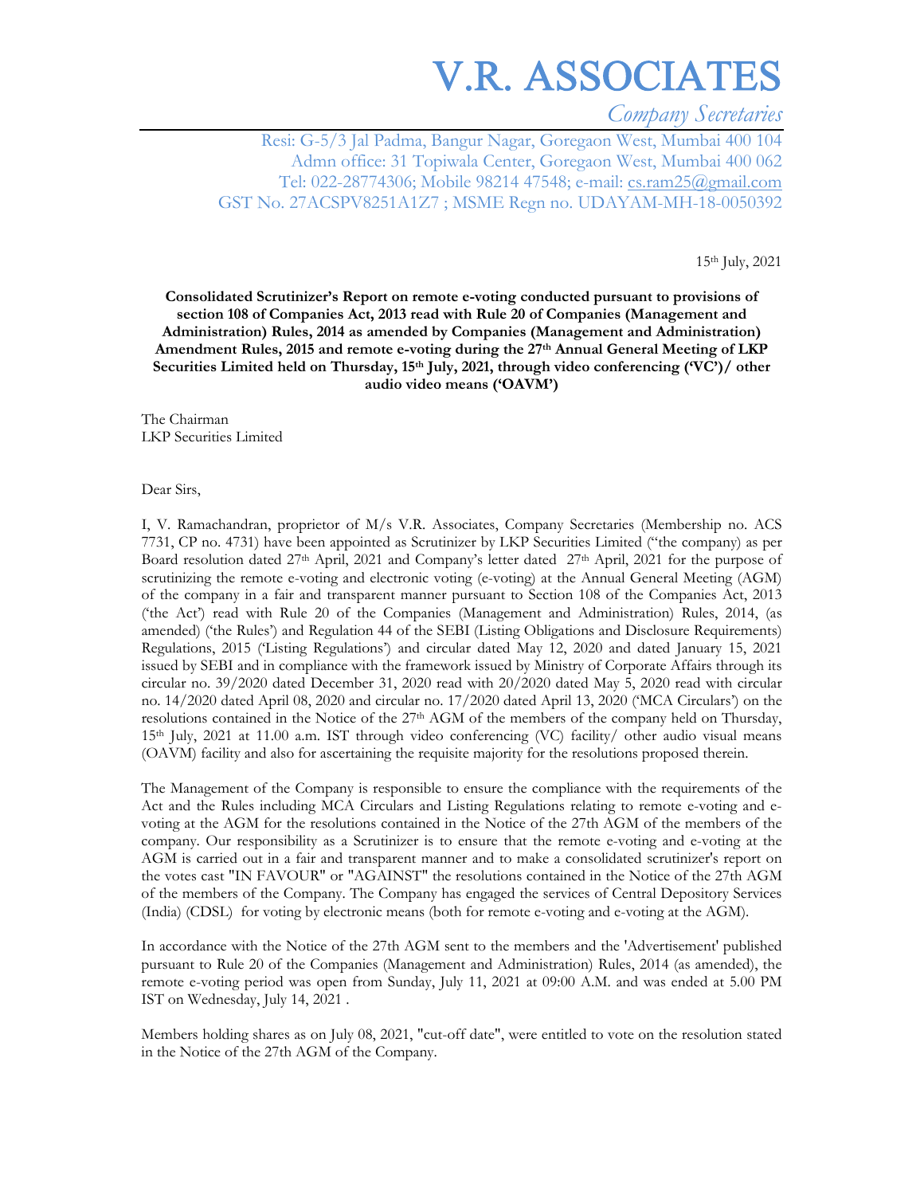# V.R. ASSOCIATES

*Company Secretaries*

Resi: G-5/3 Jal Padma, Bangur Nagar, Goregaon West, Mumbai 400 104
Admn office: 31 Topiwala Center, Goregaon West, Mumbai 400 062
Tel: 022-28774306; Mobile 98214 47548; e-mail: cs.ram25@gmail.com
GST No. 27ACSPV8251A1Z7 ; MSME Regn no. UDAYAM-MH-18-0050392

15th July, 2021

**Consolidated Scrutinizer's Report on remote e-voting conducted pursuant to provisions of section 108 of Companies Act, 2013 read with Rule 20 of Companies (Management and Administration) Rules, 2014 as amended by Companies (Management and Administration) Amendment Rules, 2015 and remote e-voting during the 27th Annual General Meeting of LKP Securities Limited held on Thursday, 15th July, 2021, through video conferencing ('VC')/ other audio video means ('OAVM')**

The Chairman
LKP Securities Limited

Dear Sirs,

I, V. Ramachandran, proprietor of M/s V.R. Associates, Company Secretaries (Membership no. ACS 7731, CP no. 4731) have been appointed as Scrutinizer by LKP Securities Limited ("the company) as per Board resolution dated 27th April, 2021 and Company's letter dated 27th April, 2021 for the purpose of scrutinizing the remote e-voting and electronic voting (e-voting) at the Annual General Meeting (AGM) of the company in a fair and transparent manner pursuant to Section 108 of the Companies Act, 2013 ('the Act') read with Rule 20 of the Companies (Management and Administration) Rules, 2014, (as amended) ('the Rules') and Regulation 44 of the SEBI (Listing Obligations and Disclosure Requirements) Regulations, 2015 ('Listing Regulations') and circular dated May 12, 2020 and dated January 15, 2021 issued by SEBI and in compliance with the framework issued by Ministry of Corporate Affairs through its circular no. 39/2020 dated December 31, 2020 read with 20/2020 dated May 5, 2020 read with circular no. 14/2020 dated April 08, 2020 and circular no. 17/2020 dated April 13, 2020 ('MCA Circulars') on the resolutions contained in the Notice of the 27th AGM of the members of the company held on Thursday, 15th July, 2021 at 11.00 a.m. IST through video conferencing (VC) facility/ other audio visual means (OAVM) facility and also for ascertaining the requisite majority for the resolutions proposed therein.

The Management of the Company is responsible to ensure the compliance with the requirements of the Act and the Rules including MCA Circulars and Listing Regulations relating to remote e-voting and e-voting at the AGM for the resolutions contained in the Notice of the 27th AGM of the members of the company. Our responsibility as a Scrutinizer is to ensure that the remote e-voting and e-voting at the AGM is carried out in a fair and transparent manner and to make a consolidated scrutinizer's report on the votes cast "IN FAVOUR" or "AGAINST" the resolutions contained in the Notice of the 27th AGM of the members of the Company. The Company has engaged the services of Central Depository Services (India) (CDSL) for voting by electronic means (both for remote e-voting and e-voting at the AGM).

In accordance with the Notice of the 27th AGM sent to the members and the 'Advertisement' published pursuant to Rule 20 of the Companies (Management and Administration) Rules, 2014 (as amended), the remote e-voting period was open from Sunday, July 11, 2021 at 09:00 A.M. and was ended at 5.00 PM IST on Wednesday, July 14, 2021 .

Members holding shares as on July 08, 2021, "cut-off date", were entitled to vote on the resolution stated in the Notice of the 27th AGM of the Company.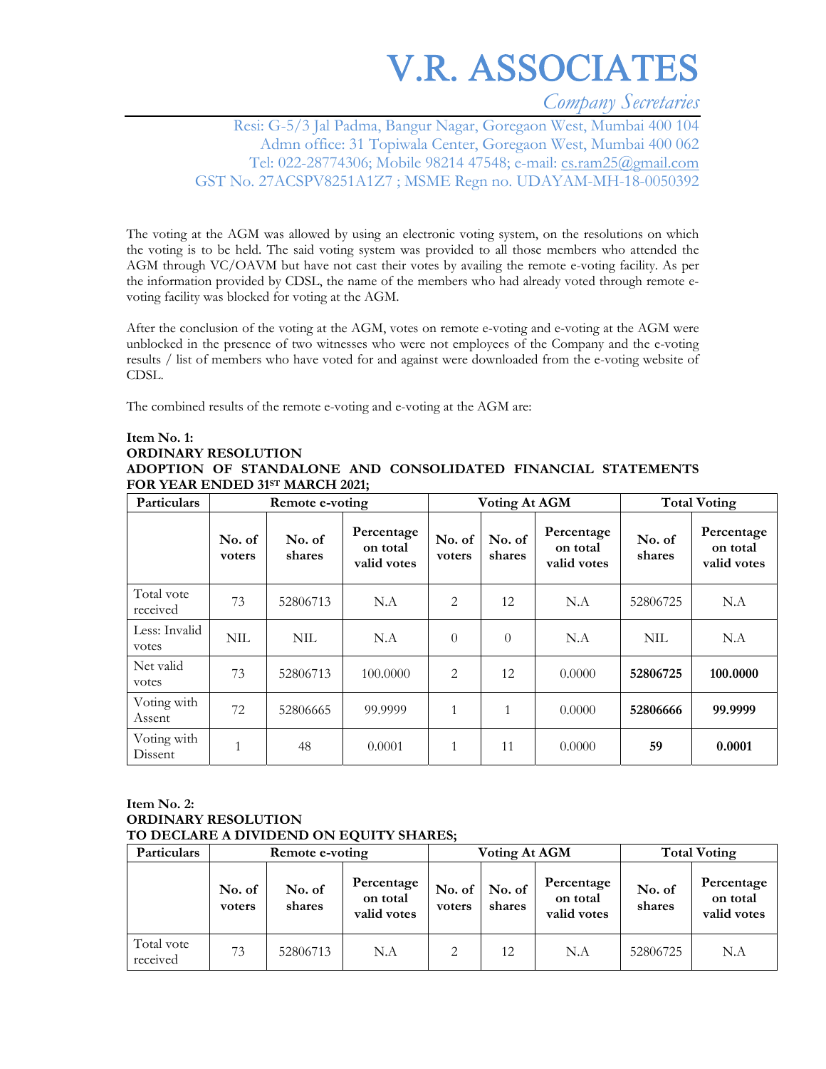# V.R. ASSOCIATES

*Company Secretaries*

Resi: G-5/3 Jal Padma, Bangur Nagar, Goregaon West, Mumbai 400 104
Admn office: 31 Topiwala Center, Goregaon West, Mumbai 400 062
Tel: 022-28774306; Mobile 98214 47548; e-mail: cs.ram25@gmail.com
GST No. 27ACSPV8251A1Z7 ; MSME Regn no. UDAYAM-MH-18-0050392

The voting at the AGM was allowed by using an electronic voting system, on the resolutions on which the voting is to be held. The said voting system was provided to all those members who attended the AGM through VC/OAVM but have not cast their votes by availing the remote e-voting facility. As per the information provided by CDSL, the name of the members who had already voted through remote e-voting facility was blocked for voting at the AGM.

After the conclusion of the voting at the AGM, votes on remote e-voting and e-voting at the AGM were unblocked in the presence of two witnesses who were not employees of the Company and the e-voting results / list of members who have voted for and against were downloaded from the e-voting website of CDSL.

The combined results of the remote e-voting and e-voting at the AGM are:

**Item No. 1:**
**ORDINARY RESOLUTION**
**ADOPTION OF STANDALONE AND CONSOLIDATED FINANCIAL STATEMENTS FOR YEAR ENDED 31ST MARCH 2021;**

| Particulars | Remote e-voting | | | Voting At AGM | | | Total Voting | |
|---|---|---|---|---|---|---|---|---|
| | No. of voters | No. of shares | Percentage on total valid votes | No. of voters | No. of shares | Percentage on total valid votes | No. of shares | Percentage on total valid votes |
| Total vote received | 73 | 52806713 | N.A | 2 | 12 | N.A | 52806725 | N.A |
| Less: Invalid votes | NIL | NIL | N.A | 0 | 0 | N.A | NIL | N.A |
| Net valid votes | 73 | 52806713 | 100.0000 | 2 | 12 | 0.0000 | **52806725** | **100.0000** |
| Voting with Assent | 72 | 52806665 | 99.9999 | 1 | 1 | 0.0000 | **52806666** | **99.9999** |
| Voting with Dissent | 1 | 48 | 0.0001 | 1 | 11 | 0.0000 | **59** | **0.0001** |

**Item No. 2:**
**ORDINARY RESOLUTION**
**TO DECLARE A DIVIDEND ON EQUITY SHARES;**

| Particulars | Remote e-voting | | | Voting At AGM | | | Total Voting | |
|---|---|---|---|---|---|---|---|---|
| | No. of voters | No. of shares | Percentage on total valid votes | No. of voters | No. of shares | Percentage on total valid votes | No. of shares | Percentage on total valid votes |
| Total vote received | 73 | 52806713 | N.A | 2 | 12 | N.A | 52806725 | N.A |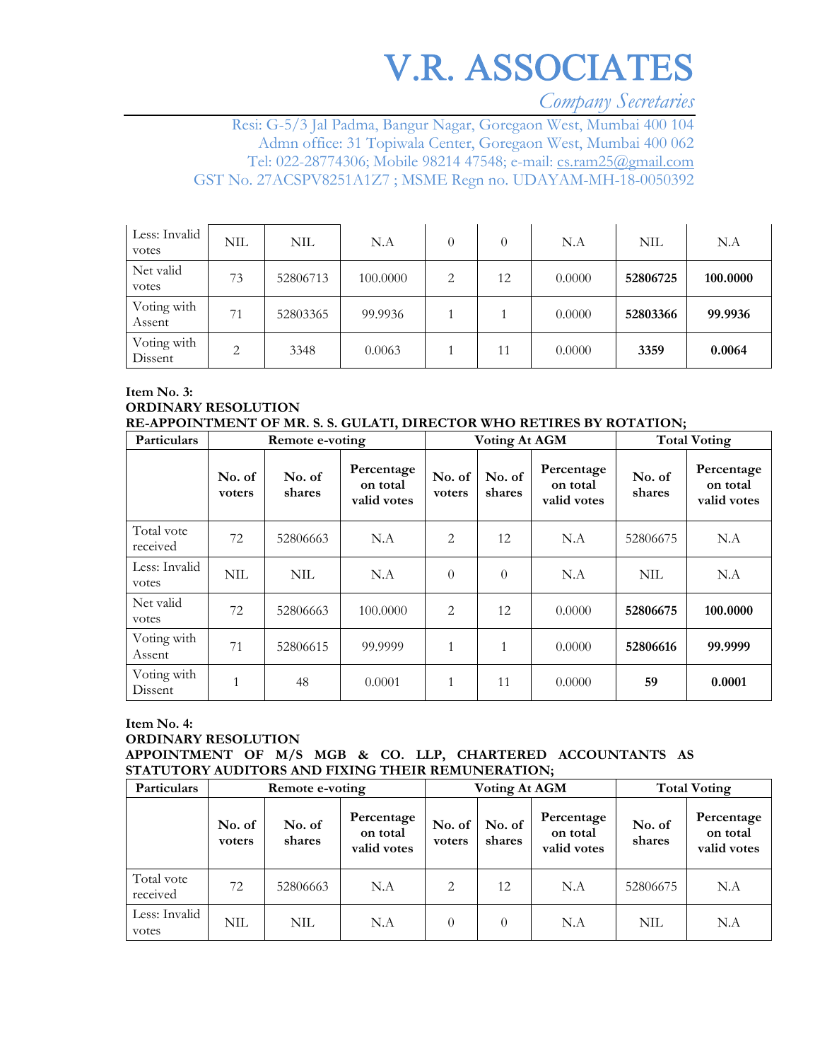| Less: Invalid votes | NIL | NIL | N.A | 0 | 0 | N.A | NIL | N.A |
|---|---|---|---|---|---|---|---|---|
| Net valid votes | 73 | 52806713 | 100.0000 | 2 | 12 | 0.0000 | **52806725** | **100.0000** |
| Voting with Assent | 71 | 52803365 | 99.9936 | 1 | 1 | 0.0000 | **52803366** | **99.9936** |
| Voting with Dissent | 2 | 3348 | 0.0063 | 1 | 11 | 0.0000 | **3359** | **0.0064** |

**Item No. 3:**
**ORDINARY RESOLUTION**
**RE-APPOINTMENT OF MR. S. S. GULATI, DIRECTOR WHO RETIRES BY ROTATION;**

| Particulars | Remote e-voting | | | Voting At AGM | | | Total Voting | |
|---|---|---|---|---|---|---|---|---|
| | No. of voters | No. of shares | Percentage on total valid votes | No. of voters | No. of shares | Percentage on total valid votes | No. of shares | Percentage on total valid votes |
| Total vote received | 72 | 52806663 | N.A | 2 | 12 | N.A | 52806675 | N.A |
| Less: Invalid votes | NIL | NIL | N.A | 0 | 0 | N.A | NIL | N.A |
| Net valid votes | 72 | 52806663 | 100.0000 | 2 | 12 | 0.0000 | **52806675** | **100.0000** |
| Voting with Assent | 71 | 52806615 | 99.9999 | 1 | 1 | 0.0000 | **52806616** | **99.9999** |
| Voting with Dissent | 1 | 48 | 0.0001 | 1 | 11 | 0.0000 | **59** | **0.0001** |

**Item No. 4:**
**ORDINARY RESOLUTION**
**APPOINTMENT OF M/S MGB & CO. LLP, CHARTERED ACCOUNTANTS AS STATUTORY AUDITORS AND FIXING THEIR REMUNERATION;**

| Particulars | Remote e-voting | | | Voting At AGM | | | Total Voting | |
|---|---|---|---|---|---|---|---|---|
| | No. of voters | No. of shares | Percentage on total valid votes | No. of voters | No. of shares | Percentage on total valid votes | No. of shares | Percentage on total valid votes |
| Total vote received | 72 | 52806663 | N.A | 2 | 12 | N.A | 52806675 | N.A |
| Less: Invalid votes | NIL | NIL | N.A | 0 | 0 | N.A | NIL | N.A |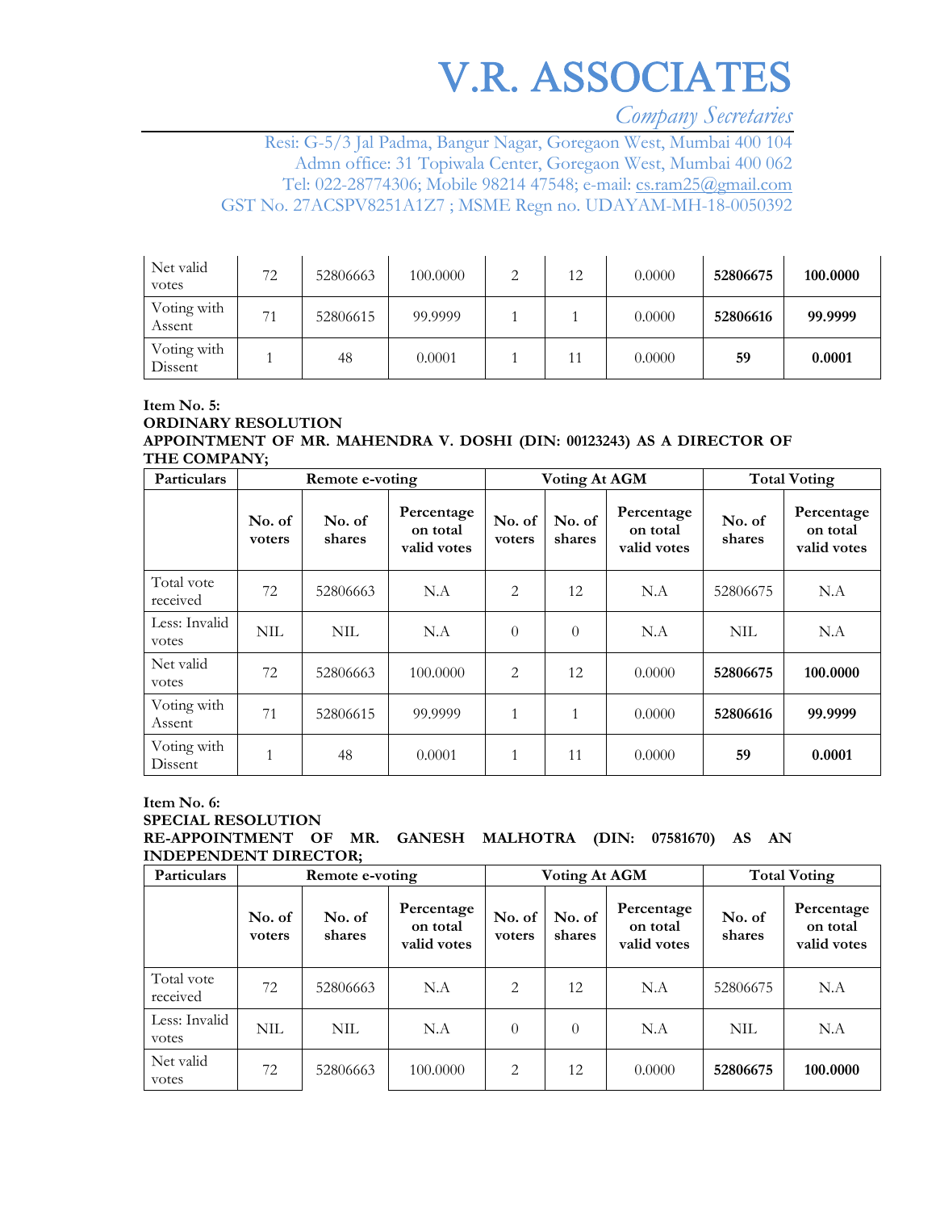# V.R. ASSOCIATES

*Company Secretaries*

Resi: G-5/3 Jal Padma, Bangur Nagar, Goregaon West, Mumbai 400 104
Admn office: 31 Topiwala Center, Goregaon West, Mumbai 400 062
Tel: 022-28774306; Mobile 98214 47548; e-mail: cs.ram25@gmail.com
GST No. 27ACSPV8251A1Z7 ; MSME Regn no. UDAYAM-MH-18-0050392

| Net valid votes | 72 | 52806663 | 100.0000 | 2 | 12 | 0.0000 | **52806675** | **100.0000** |
|---|---|---|---|---|---|---|---|---|
| Voting with Assent | 71 | 52806615 | 99.9999 | 1 | 1 | 0.0000 | **52806616** | **99.9999** |
| Voting with Dissent | 1 | 48 | 0.0001 | 1 | 11 | 0.0000 | **59** | **0.0001** |

**Item No. 5:**
**ORDINARY RESOLUTION**
**APPOINTMENT OF MR. MAHENDRA V. DOSHI (DIN: 00123243) AS A DIRECTOR OF THE COMPANY;**

| Particulars | Remote e-voting | | | Voting At AGM | | | Total Voting | |
|---|---|---|---|---|---|---|---|---|
| | No. of voters | No. of shares | Percentage on total valid votes | No. of voters | No. of shares | Percentage on total valid votes | No. of shares | Percentage on total valid votes |
| Total vote received | 72 | 52806663 | N.A | 2 | 12 | N.A | 52806675 | N.A |
| Less: Invalid votes | NIL | NIL | N.A | 0 | 0 | N.A | NIL | N.A |
| Net valid votes | 72 | 52806663 | 100.0000 | 2 | 12 | 0.0000 | **52806675** | **100.0000** |
| Voting with Assent | 71 | 52806615 | 99.9999 | 1 | 1 | 0.0000 | **52806616** | **99.9999** |
| Voting with Dissent | 1 | 48 | 0.0001 | 1 | 11 | 0.0000 | **59** | **0.0001** |

**Item No. 6:**
**SPECIAL RESOLUTION**
**RE-APPOINTMENT OF MR. GANESH MALHOTRA (DIN: 07581670) AS AN INDEPENDENT DIRECTOR;**

| Particulars | Remote e-voting | | | Voting At AGM | | | Total Voting | |
|---|---|---|---|---|---|---|---|---|
| | No. of voters | No. of shares | Percentage on total valid votes | No. of voters | No. of shares | Percentage on total valid votes | No. of shares | Percentage on total valid votes |
| Total vote received | 72 | 52806663 | N.A | 2 | 12 | N.A | 52806675 | N.A |
| Less: Invalid votes | NIL | NIL | N.A | 0 | 0 | N.A | NIL | N.A |
| Net valid votes | 72 | 52806663 | 100.0000 | 2 | 12 | 0.0000 | **52806675** | **100.0000** |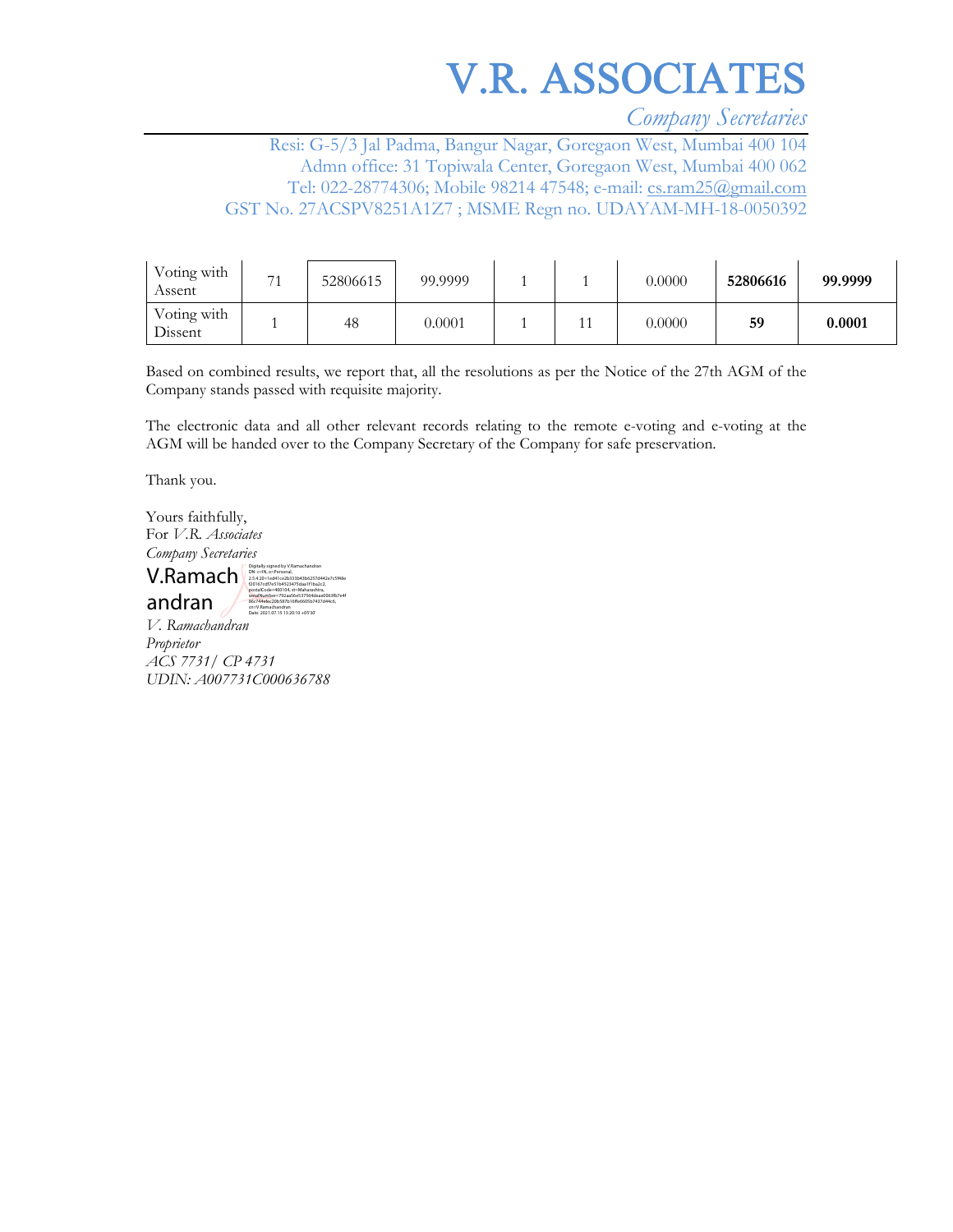# V.R. ASSOCIATES

*Company Secretaries*

Resi: G-5/3 Jal Padma, Bangur Nagar, Goregaon West, Mumbai 400 104
Admn office: 31 Topiwala Center, Goregaon West, Mumbai 400 062
Tel: 022-28774306; Mobile 98214 47548; e-mail: cs.ram25@gmail.com
GST No. 27ACSPV8251A1Z7 ; MSME Regn no. UDAYAM-MH-18-0050392

| | | | | | | | | |
|---|---|---|---|---|---|---|---|---|
| Voting with Assent | 71 | 52806615 | 99.9999 | 1 | 1 | 0.0000 | **52806616** | **99.9999** |
| Voting with Dissent | 1 | 48 | 0.0001 | 1 | 11 | 0.0000 | **59** | **0.0001** |

Based on combined results, we report that, all the resolutions as per the Notice of the 27th AGM of the Company stands passed with requisite majority.

The electronic data and all other relevant records relating to the remote e-voting and e-voting at the AGM will be handed over to the Company Secretary of the Company for safe preservation.

Thank you.

Yours faithfully,
For *V.R. Associates*
*Company Secretaries*

V.Ramachandran
Digitally signed by V.Ramachandran
Date: 2021.07.15 13:20:10 +05'30'

*V. Ramachandran*
*Proprietor*
*ACS 7731/ CP 4731*
*UDIN: A007731C000636788*